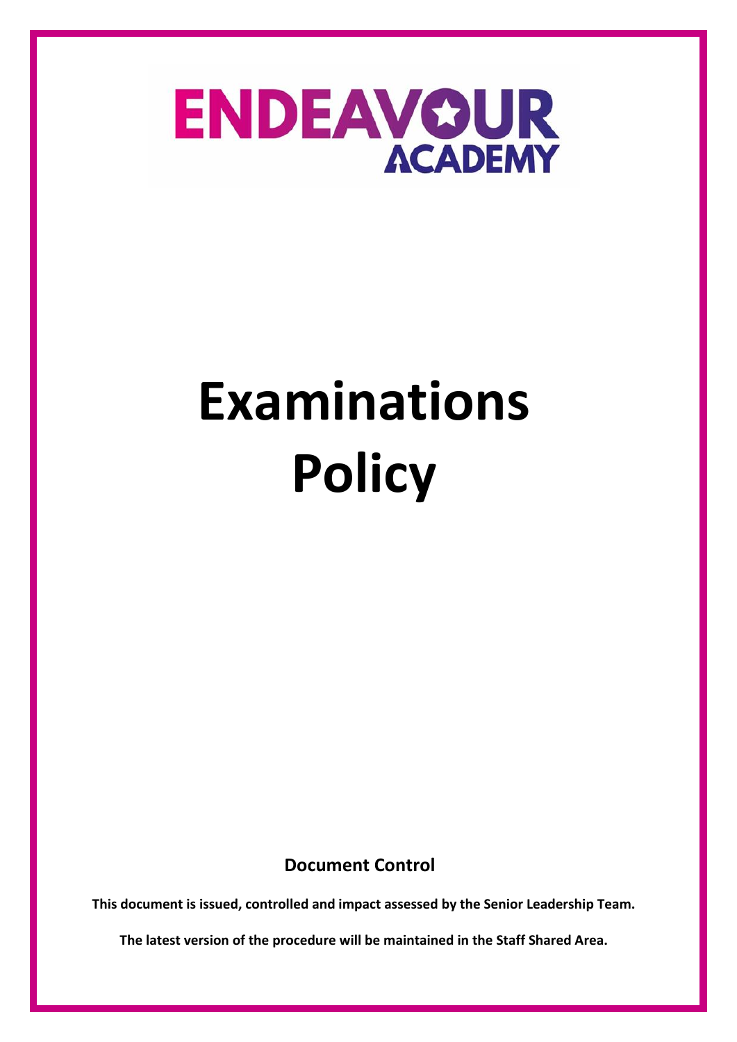ENDEAVOUR ACADEMY

# Examinations Policy

**Document Control**

**This document is issued, controlled and impact assessed by the Senior Leadership Team.**

**The latest version of the procedure will be maintained in the Staff Shared Area.**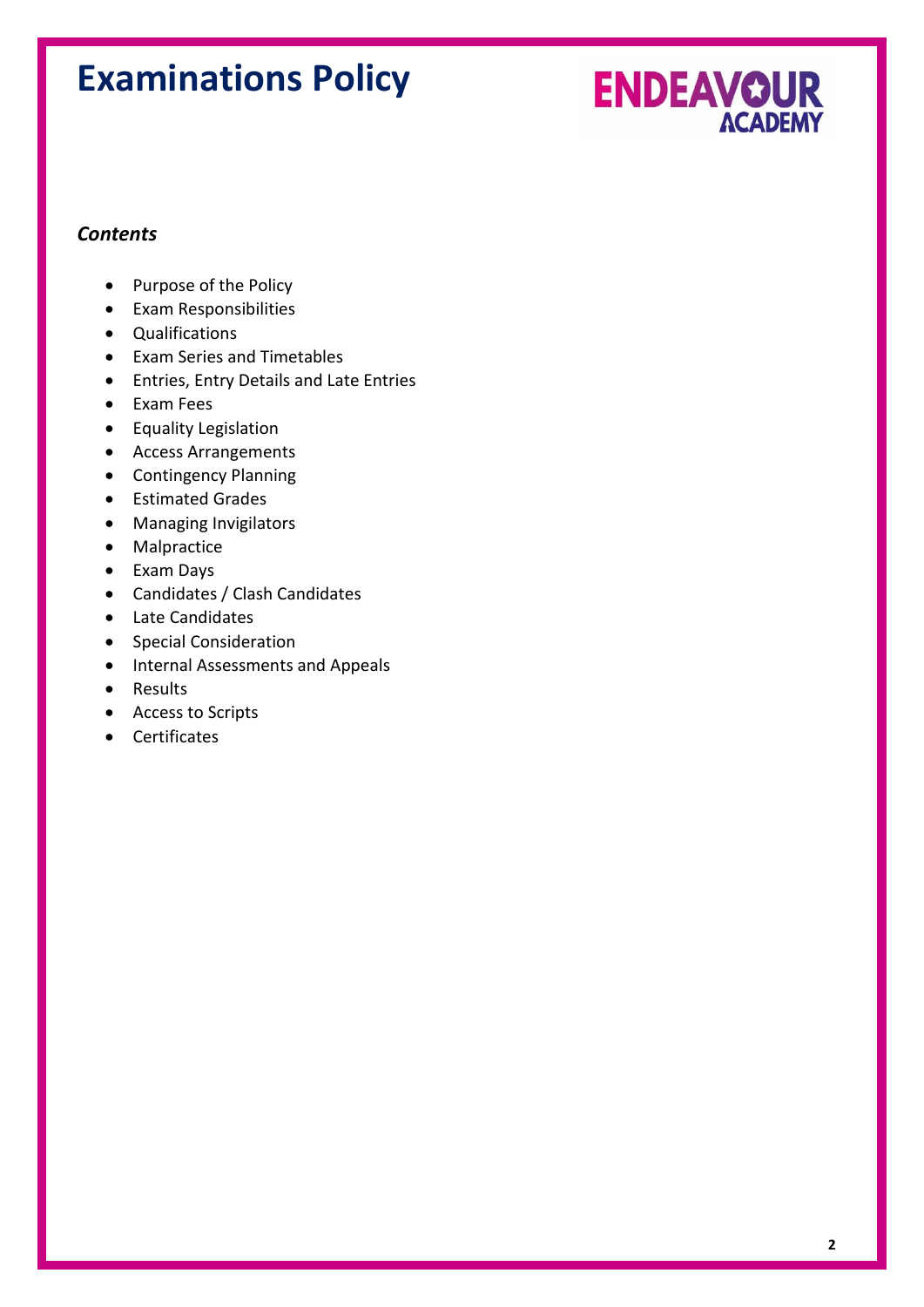# Examinations Policy

ENDEAVOUR ACADEMY

***Contents***

- Purpose of the Policy
- Exam Responsibilities
- Qualifications
- Exam Series and Timetables
- Entries, Entry Details and Late Entries
- Exam Fees
- Equality Legislation
- Access Arrangements
- Contingency Planning
- Estimated Grades
- Managing Invigilators
- Malpractice
- Exam Days
- Candidates / Clash Candidates
- Late Candidates
- Special Consideration
- Internal Assessments and Appeals
- Results
- Access to Scripts
- Certificates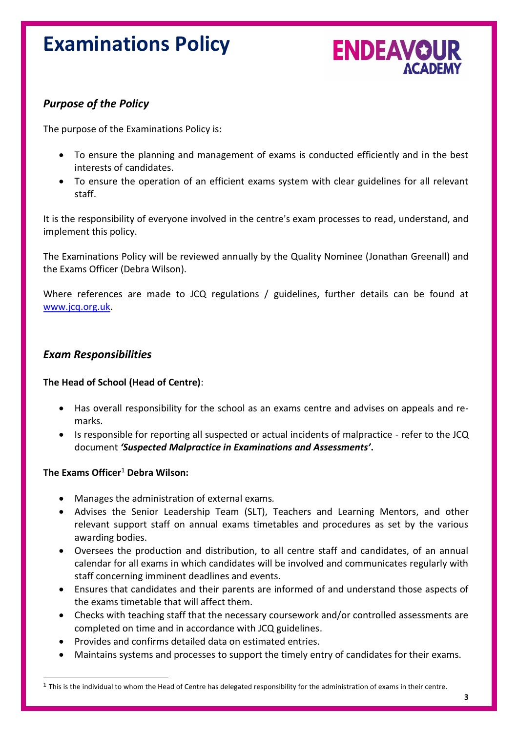# Examinations Policy

## *Purpose of the Policy*

The purpose of the Examinations Policy is:

- To ensure the planning and management of exams is conducted efficiently and in the best interests of candidates.
- To ensure the operation of an efficient exams system with clear guidelines for all relevant staff.

It is the responsibility of everyone involved in the centre's exam processes to read, understand, and implement this policy.

The Examinations Policy will be reviewed annually by the Quality Nominee (Jonathan Greenall) and the Exams Officer (Debra Wilson).

Where references are made to JCQ regulations / guidelines, further details can be found at www.jcq.org.uk.

## *Exam Responsibilities*

**The Head of School (Head of Centre)**:

- Has overall responsibility for the school as an exams centre and advises on appeals and re-marks.
- Is responsible for reporting all suspected or actual incidents of malpractice - refer to the JCQ document ***'Suspected Malpractice in Examinations and Assessments'*.**

**The Exams Officer**[1] **Debra Wilson:**

- Manages the administration of external exams.
- Advises the Senior Leadership Team (SLT), Teachers and Learning Mentors, and other relevant support staff on annual exams timetables and procedures as set by the various awarding bodies.
- Oversees the production and distribution, to all centre staff and candidates, of an annual calendar for all exams in which candidates will be involved and communicates regularly with staff concerning imminent deadlines and events.
- Ensures that candidates and their parents are informed of and understand those aspects of the exams timetable that will affect them.
- Checks with teaching staff that the necessary coursework and/or controlled assessments are completed on time and in accordance with JCQ guidelines.
- Provides and confirms detailed data on estimated entries.
- Maintains systems and processes to support the timely entry of candidates for their exams.

[1] This is the individual to whom the Head of Centre has delegated responsibility for the administration of exams in their centre.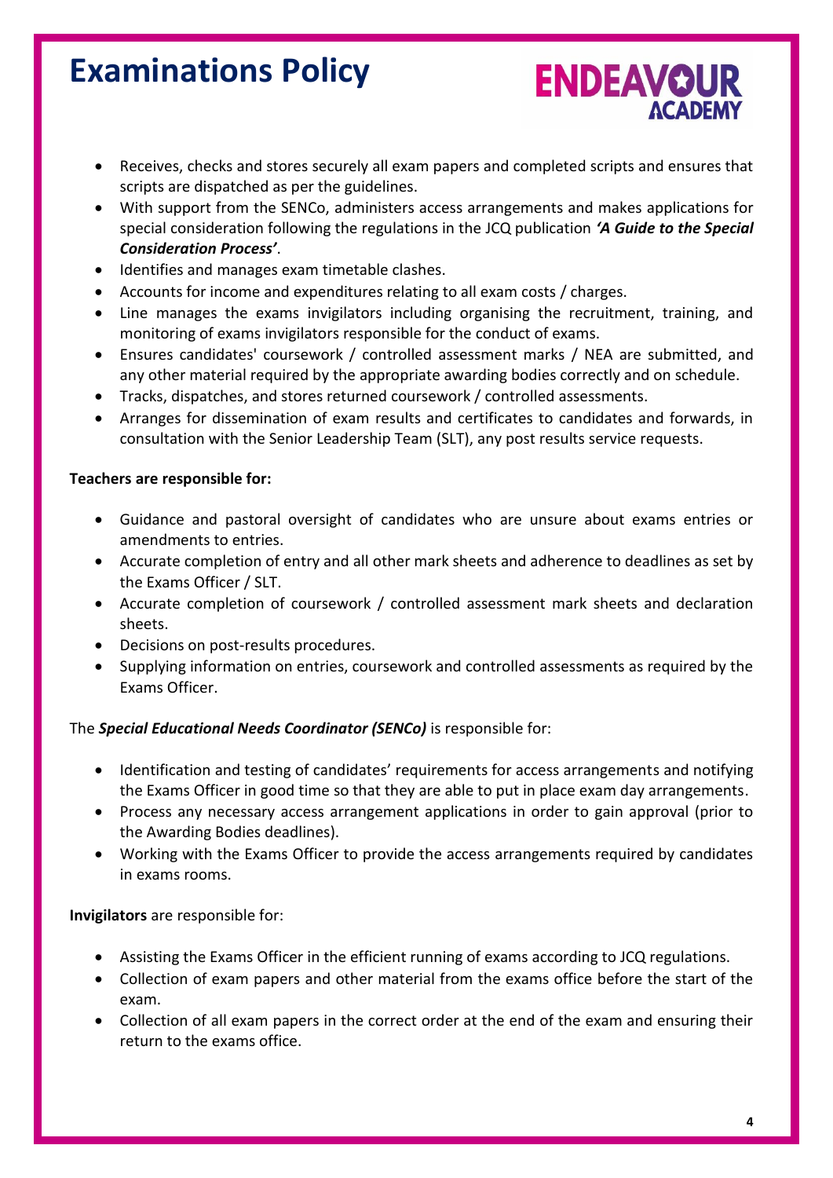- Receives, checks and stores securely all exam papers and completed scripts and ensures that scripts are dispatched as per the guidelines.
- With support from the SENCo, administers access arrangements and makes applications for special consideration following the regulations in the JCQ publication ***'A Guide to the Special Consideration Process'***.
- Identifies and manages exam timetable clashes.
- Accounts for income and expenditures relating to all exam costs / charges.
- Line manages the exams invigilators including organising the recruitment, training, and monitoring of exams invigilators responsible for the conduct of exams.
- Ensures candidates' coursework / controlled assessment marks / NEA are submitted, and any other material required by the appropriate awarding bodies correctly and on schedule.
- Tracks, dispatches, and stores returned coursework / controlled assessments.
- Arranges for dissemination of exam results and certificates to candidates and forwards, in consultation with the Senior Leadership Team (SLT), any post results service requests.

**Teachers are responsible for:**

- Guidance and pastoral oversight of candidates who are unsure about exams entries or amendments to entries.
- Accurate completion of entry and all other mark sheets and adherence to deadlines as set by the Exams Officer / SLT.
- Accurate completion of coursework / controlled assessment mark sheets and declaration sheets.
- Decisions on post-results procedures.
- Supplying information on entries, coursework and controlled assessments as required by the Exams Officer.

The ***Special Educational Needs Coordinator (SENCo)*** is responsible for:

- Identification and testing of candidates' requirements for access arrangements and notifying the Exams Officer in good time so that they are able to put in place exam day arrangements.
- Process any necessary access arrangement applications in order to gain approval (prior to the Awarding Bodies deadlines).
- Working with the Exams Officer to provide the access arrangements required by candidates in exams rooms.

**Invigilators** are responsible for:

- Assisting the Exams Officer in the efficient running of exams according to JCQ regulations.
- Collection of exam papers and other material from the exams office before the start of the exam.
- Collection of all exam papers in the correct order at the end of the exam and ensuring their return to the exams office.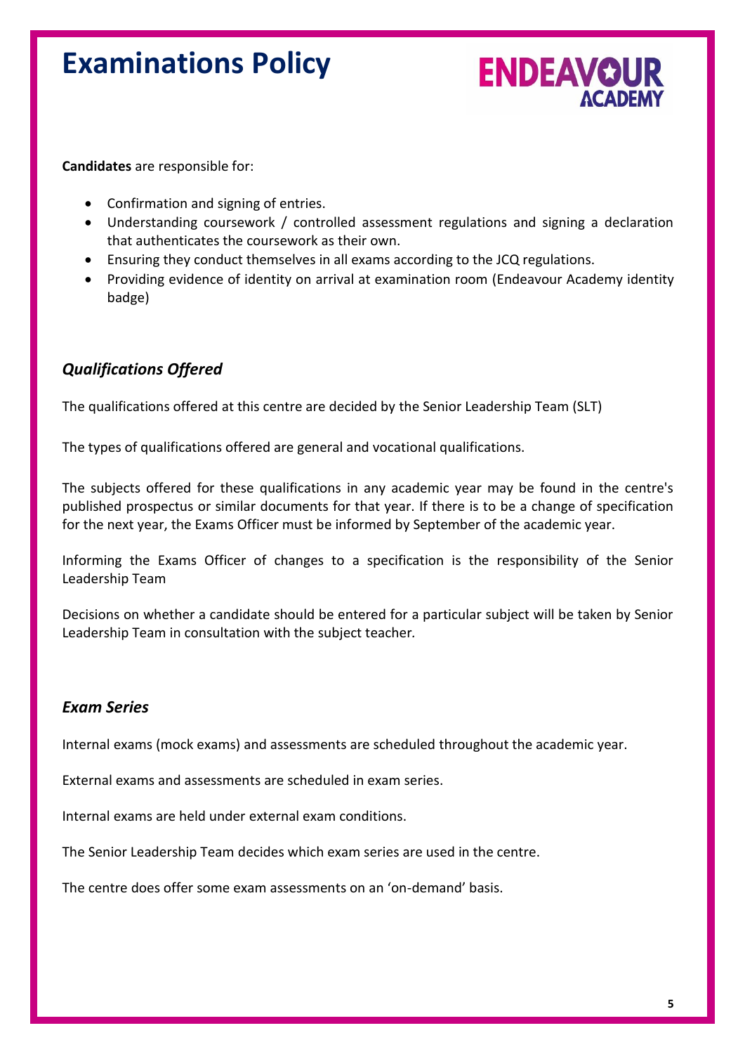**Candidates** are responsible for:

- Confirmation and signing of entries.
- Understanding coursework / controlled assessment regulations and signing a declaration that authenticates the coursework as their own.
- Ensuring they conduct themselves in all exams according to the JCQ regulations.
- Providing evidence of identity on arrival at examination room (Endeavour Academy identity badge)

### *Qualifications Offered*

The qualifications offered at this centre are decided by the Senior Leadership Team (SLT)

The types of qualifications offered are general and vocational qualifications.

The subjects offered for these qualifications in any academic year may be found in the centre's published prospectus or similar documents for that year. If there is to be a change of specification for the next year, the Exams Officer must be informed by September of the academic year.

Informing the Exams Officer of changes to a specification is the responsibility of the Senior Leadership Team

Decisions on whether a candidate should be entered for a particular subject will be taken by Senior Leadership Team in consultation with the subject teacher.

### *Exam Series*

Internal exams (mock exams) and assessments are scheduled throughout the academic year.

External exams and assessments are scheduled in exam series.

Internal exams are held under external exam conditions.

The Senior Leadership Team decides which exam series are used in the centre.

The centre does offer some exam assessments on an 'on-demand' basis.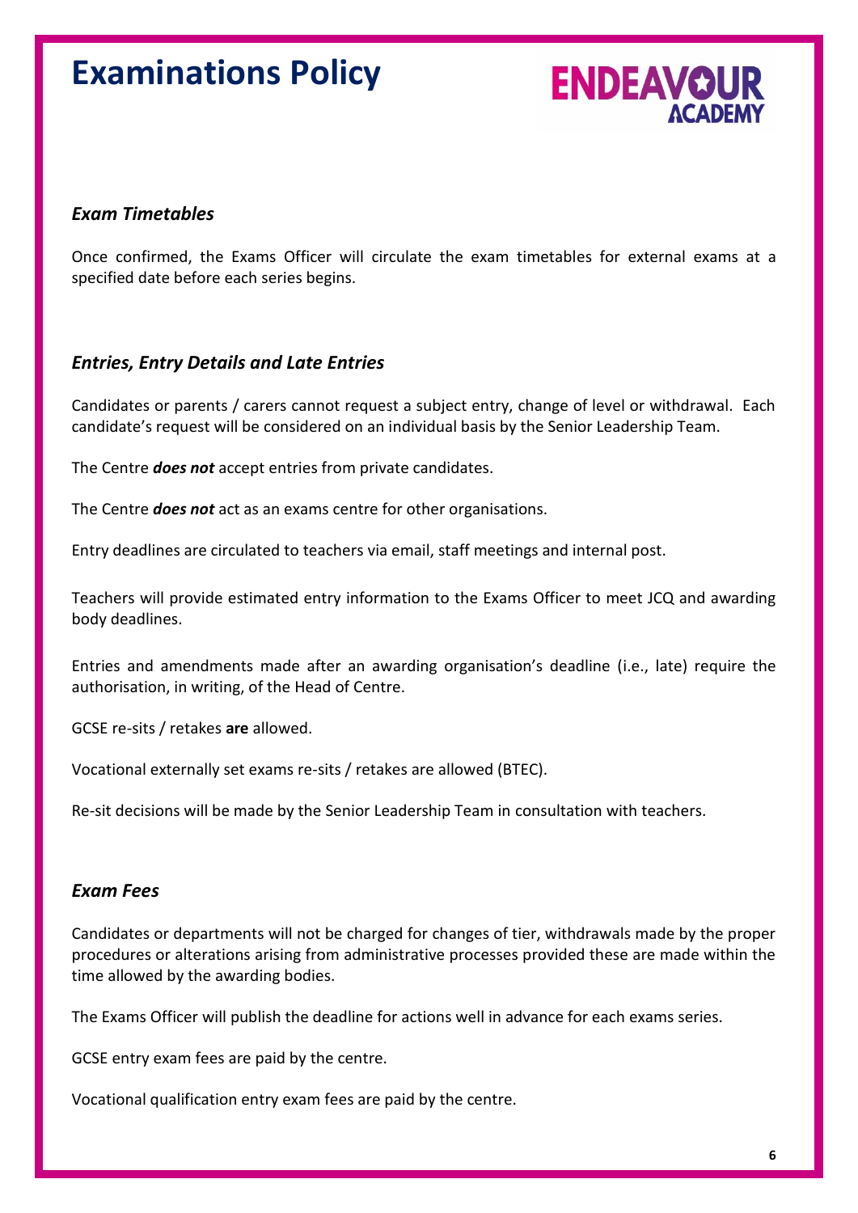### *Exam Timetables*

Once confirmed, the Exams Officer will circulate the exam timetables for external exams at a specified date before each series begins.

### *Entries, Entry Details and Late Entries*

Candidates or parents / carers cannot request a subject entry, change of level or withdrawal. Each candidate's request will be considered on an individual basis by the Senior Leadership Team.

The Centre ***does not*** accept entries from private candidates.

The Centre ***does not*** act as an exams centre for other organisations.

Entry deadlines are circulated to teachers via email, staff meetings and internal post.

Teachers will provide estimated entry information to the Exams Officer to meet JCQ and awarding body deadlines.

Entries and amendments made after an awarding organisation's deadline (i.e., late) require the authorisation, in writing, of the Head of Centre.

GCSE re-sits / retakes **are** allowed.

Vocational externally set exams re-sits / retakes are allowed (BTEC).

Re-sit decisions will be made by the Senior Leadership Team in consultation with teachers.

### *Exam Fees*

Candidates or departments will not be charged for changes of tier, withdrawals made by the proper procedures or alterations arising from administrative processes provided these are made within the time allowed by the awarding bodies.

The Exams Officer will publish the deadline for actions well in advance for each exams series.

GCSE entry exam fees are paid by the centre.

Vocational qualification entry exam fees are paid by the centre.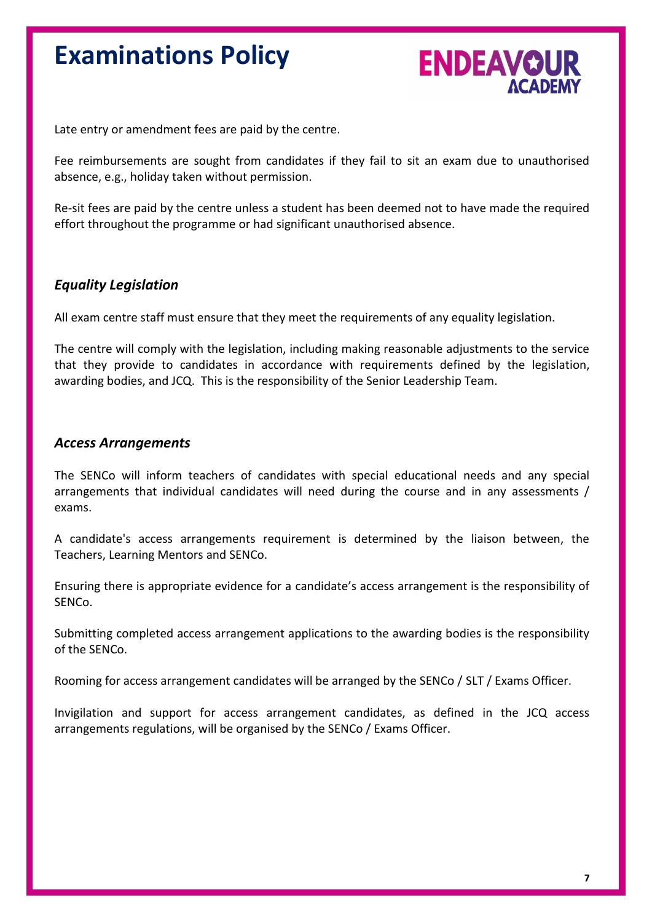Late entry or amendment fees are paid by the centre.

Fee reimbursements are sought from candidates if they fail to sit an exam due to unauthorised absence, e.g., holiday taken without permission.

Re-sit fees are paid by the centre unless a student has been deemed not to have made the required effort throughout the programme or had significant unauthorised absence.

### *Equality Legislation*

All exam centre staff must ensure that they meet the requirements of any equality legislation.

The centre will comply with the legislation, including making reasonable adjustments to the service that they provide to candidates in accordance with requirements defined by the legislation, awarding bodies, and JCQ. This is the responsibility of the Senior Leadership Team.

### *Access Arrangements*

The SENCo will inform teachers of candidates with special educational needs and any special arrangements that individual candidates will need during the course and in any assessments / exams.

A candidate's access arrangements requirement is determined by the liaison between, the Teachers, Learning Mentors and SENCo.

Ensuring there is appropriate evidence for a candidate's access arrangement is the responsibility of SENCo.

Submitting completed access arrangement applications to the awarding bodies is the responsibility of the SENCo.

Rooming for access arrangement candidates will be arranged by the SENCo / SLT / Exams Officer.

Invigilation and support for access arrangement candidates, as defined in the JCQ access arrangements regulations, will be organised by the SENCo / Exams Officer.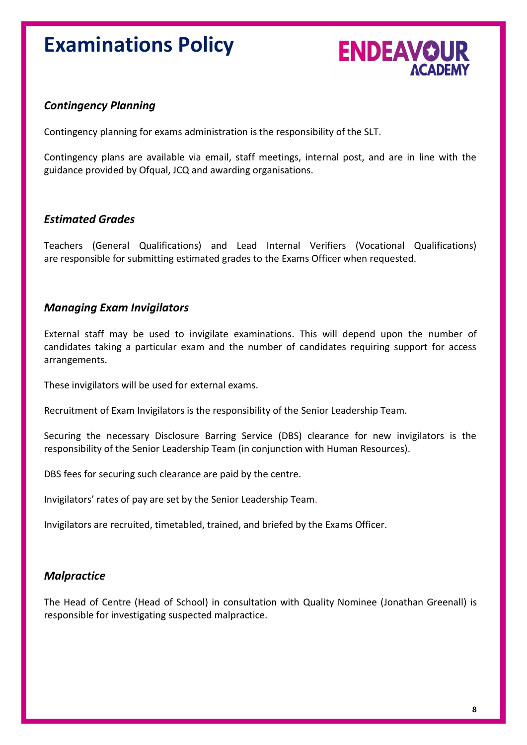### *Contingency Planning*

Contingency planning for exams administration is the responsibility of the SLT.

Contingency plans are available via email, staff meetings, internal post, and are in line with the guidance provided by Ofqual, JCQ and awarding organisations.

### *Estimated Grades*

Teachers (General Qualifications) and Lead Internal Verifiers (Vocational Qualifications) are responsible for submitting estimated grades to the Exams Officer when requested.

### *Managing Exam Invigilators*

External staff may be used to invigilate examinations. This will depend upon the number of candidates taking a particular exam and the number of candidates requiring support for access arrangements.

These invigilators will be used for external exams.

Recruitment of Exam Invigilators is the responsibility of the Senior Leadership Team.

Securing the necessary Disclosure Barring Service (DBS) clearance for new invigilators is the responsibility of the Senior Leadership Team (in conjunction with Human Resources).

DBS fees for securing such clearance are paid by the centre.

Invigilators' rates of pay are set by the Senior Leadership Team.

Invigilators are recruited, timetabled, trained, and briefed by the Exams Officer.

### *Malpractice*

The Head of Centre (Head of School) in consultation with Quality Nominee (Jonathan Greenall) is responsible for investigating suspected malpractice.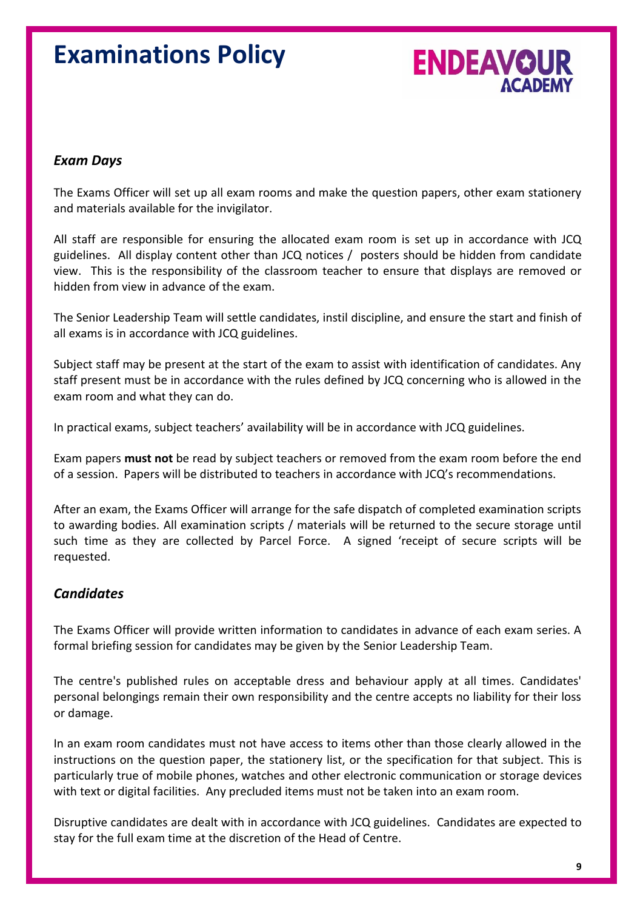### *Exam Days*

The Exams Officer will set up all exam rooms and make the question papers, other exam stationery and materials available for the invigilator.

All staff are responsible for ensuring the allocated exam room is set up in accordance with JCQ guidelines. All display content other than JCQ notices / posters should be hidden from candidate view. This is the responsibility of the classroom teacher to ensure that displays are removed or hidden from view in advance of the exam.

The Senior Leadership Team will settle candidates, instil discipline, and ensure the start and finish of all exams is in accordance with JCQ guidelines.

Subject staff may be present at the start of the exam to assist with identification of candidates. Any staff present must be in accordance with the rules defined by JCQ concerning who is allowed in the exam room and what they can do.

In practical exams, subject teachers' availability will be in accordance with JCQ guidelines.

Exam papers **must not** be read by subject teachers or removed from the exam room before the end of a session. Papers will be distributed to teachers in accordance with JCQ's recommendations.

After an exam, the Exams Officer will arrange for the safe dispatch of completed examination scripts to awarding bodies. All examination scripts / materials will be returned to the secure storage until such time as they are collected by Parcel Force. A signed 'receipt of secure scripts will be requested.

### *Candidates*

The Exams Officer will provide written information to candidates in advance of each exam series. A formal briefing session for candidates may be given by the Senior Leadership Team.

The centre's published rules on acceptable dress and behaviour apply at all times. Candidates' personal belongings remain their own responsibility and the centre accepts no liability for their loss or damage.

In an exam room candidates must not have access to items other than those clearly allowed in the instructions on the question paper, the stationery list, or the specification for that subject. This is particularly true of mobile phones, watches and other electronic communication or storage devices with text or digital facilities. Any precluded items must not be taken into an exam room.

Disruptive candidates are dealt with in accordance with JCQ guidelines. Candidates are expected to stay for the full exam time at the discretion of the Head of Centre.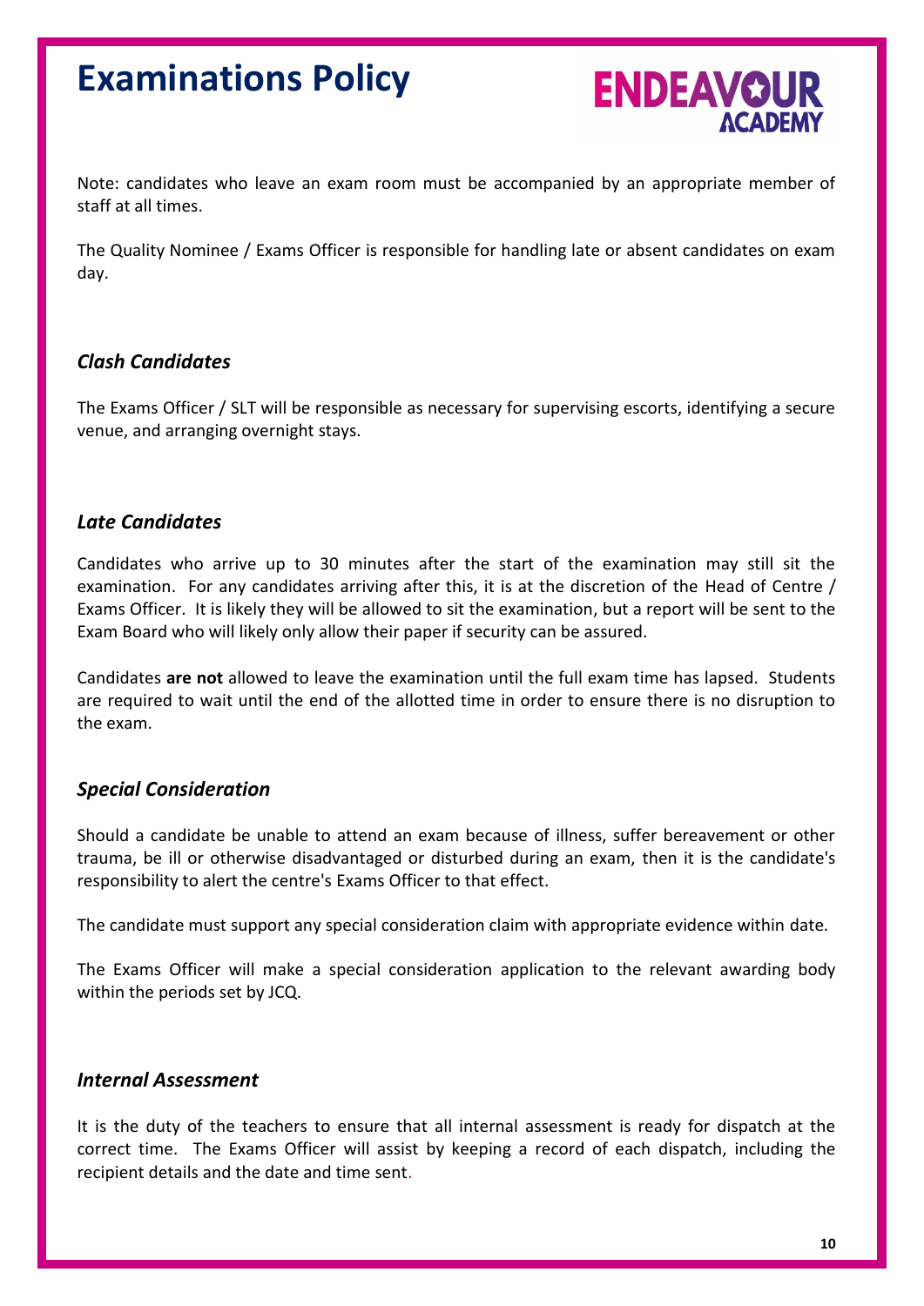Note: candidates who leave an exam room must be accompanied by an appropriate member of staff at all times.

The Quality Nominee / Exams Officer is responsible for handling late or absent candidates on exam day.

### *Clash Candidates*

The Exams Officer / SLT will be responsible as necessary for supervising escorts, identifying a secure venue, and arranging overnight stays.

### *Late Candidates*

Candidates who arrive up to 30 minutes after the start of the examination may still sit the examination. For any candidates arriving after this, it is at the discretion of the Head of Centre / Exams Officer. It is likely they will be allowed to sit the examination, but a report will be sent to the Exam Board who will likely only allow their paper if security can be assured.

Candidates **are not** allowed to leave the examination until the full exam time has lapsed. Students are required to wait until the end of the allotted time in order to ensure there is no disruption to the exam.

### *Special Consideration*

Should a candidate be unable to attend an exam because of illness, suffer bereavement or other trauma, be ill or otherwise disadvantaged or disturbed during an exam, then it is the candidate's responsibility to alert the centre's Exams Officer to that effect.

The candidate must support any special consideration claim with appropriate evidence within date.

The Exams Officer will make a special consideration application to the relevant awarding body within the periods set by JCQ.

### *Internal Assessment*

It is the duty of the teachers to ensure that all internal assessment is ready for dispatch at the correct time. The Exams Officer will assist by keeping a record of each dispatch, including the recipient details and the date and time sent.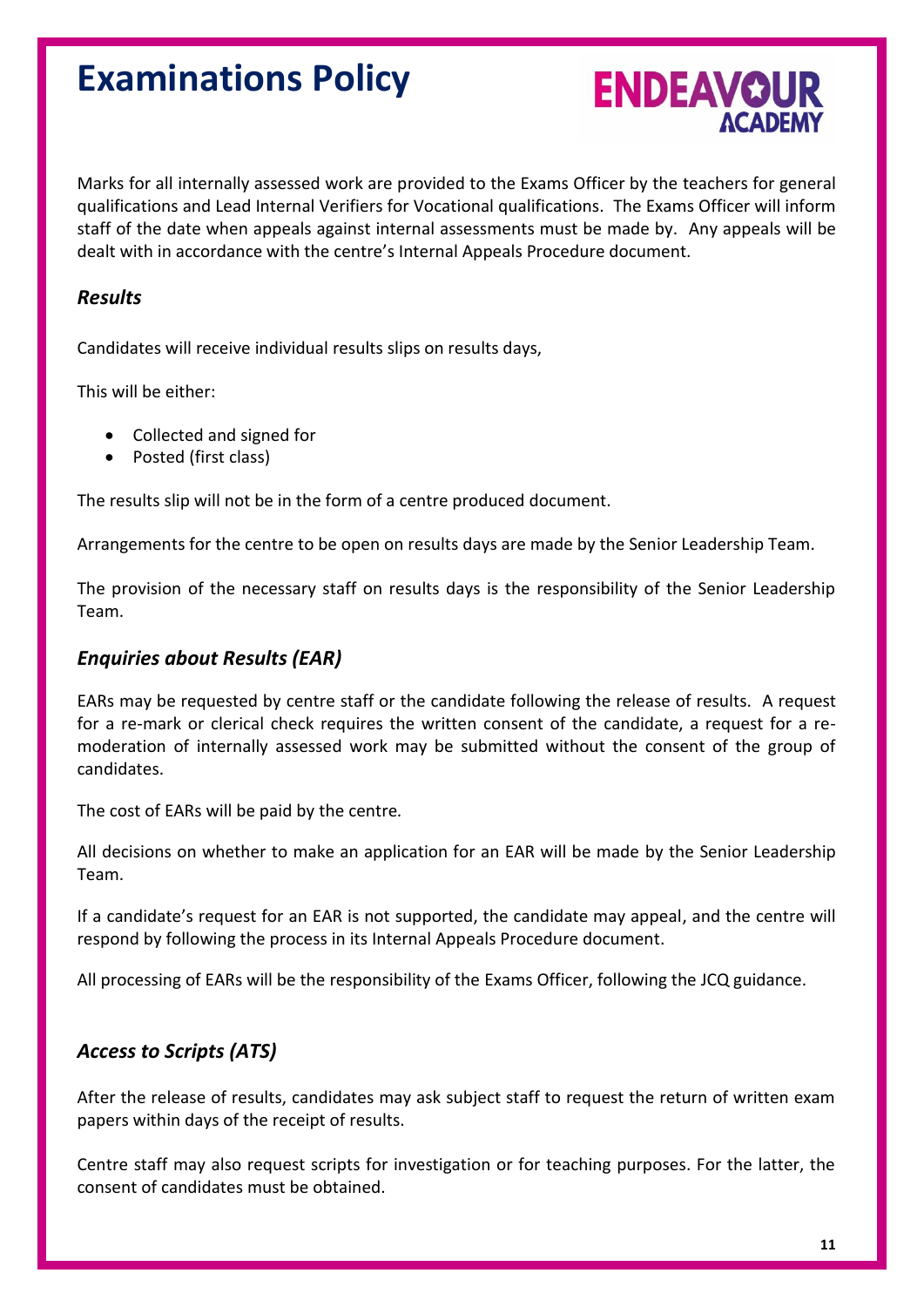Marks for all internally assessed work are provided to the Exams Officer by the teachers for general qualifications and Lead Internal Verifiers for Vocational qualifications. The Exams Officer will inform staff of the date when appeals against internal assessments must be made by. Any appeals will be dealt with in accordance with the centre's Internal Appeals Procedure document.

### *Results*

Candidates will receive individual results slips on results days,

This will be either:

- Collected and signed for
- Posted (first class)

The results slip will not be in the form of a centre produced document.

Arrangements for the centre to be open on results days are made by the Senior Leadership Team.

The provision of the necessary staff on results days is the responsibility of the Senior Leadership Team.

### *Enquiries about Results (EAR)*

EARs may be requested by centre staff or the candidate following the release of results. A request for a re-mark or clerical check requires the written consent of the candidate, a request for a re-moderation of internally assessed work may be submitted without the consent of the group of candidates.

The cost of EARs will be paid by the centre.

All decisions on whether to make an application for an EAR will be made by the Senior Leadership Team.

If a candidate's request for an EAR is not supported, the candidate may appeal, and the centre will respond by following the process in its Internal Appeals Procedure document.

All processing of EARs will be the responsibility of the Exams Officer, following the JCQ guidance.

### *Access to Scripts (ATS)*

After the release of results, candidates may ask subject staff to request the return of written exam papers within days of the receipt of results.

Centre staff may also request scripts for investigation or for teaching purposes. For the latter, the consent of candidates must be obtained.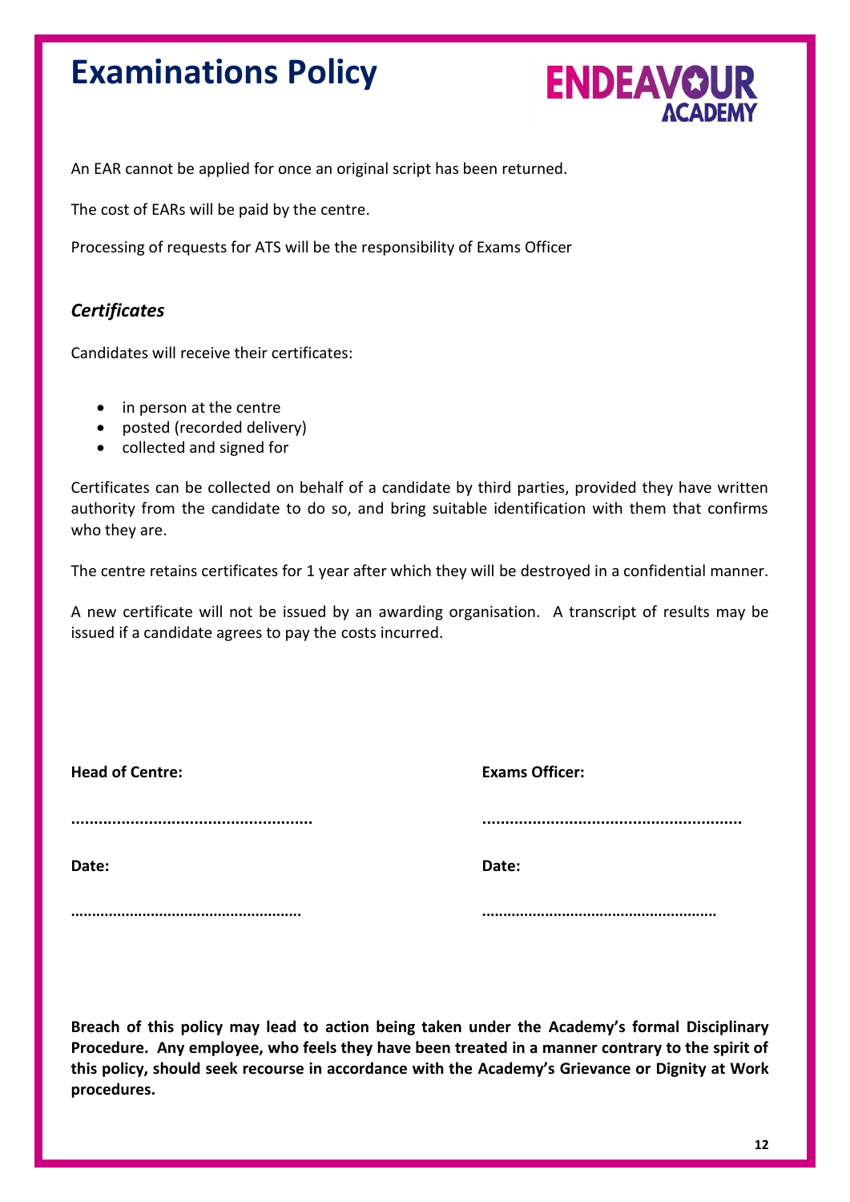An EAR cannot be applied for once an original script has been returned.

The cost of EARs will be paid by the centre.

Processing of requests for ATS will be the responsibility of Exams Officer

### *Certificates*

Candidates will receive their certificates:

- in person at the centre
- posted (recorded delivery)
- collected and signed for

Certificates can be collected on behalf of a candidate by third parties, provided they have written authority from the candidate to do so, and bring suitable identification with them that confirms who they are.

The centre retains certificates for 1 year after which they will be destroyed in a confidential manner.

A new certificate will not be issued by an awarding organisation. A transcript of results may be issued if a candidate agrees to pay the costs incurred.

| **Head of Centre:** | **Exams Officer:** |
|---|---|
| **.....................................................** | **.........................................................** |
| **Date:** | **Date:** |
| **.....................................................** | **......................................................** |

**Breach of this policy may lead to action being taken under the Academy's formal Disciplinary Procedure. Any employee, who feels they have been treated in a manner contrary to the spirit of this policy, should seek recourse in accordance with the Academy's Grievance or Dignity at Work procedures.**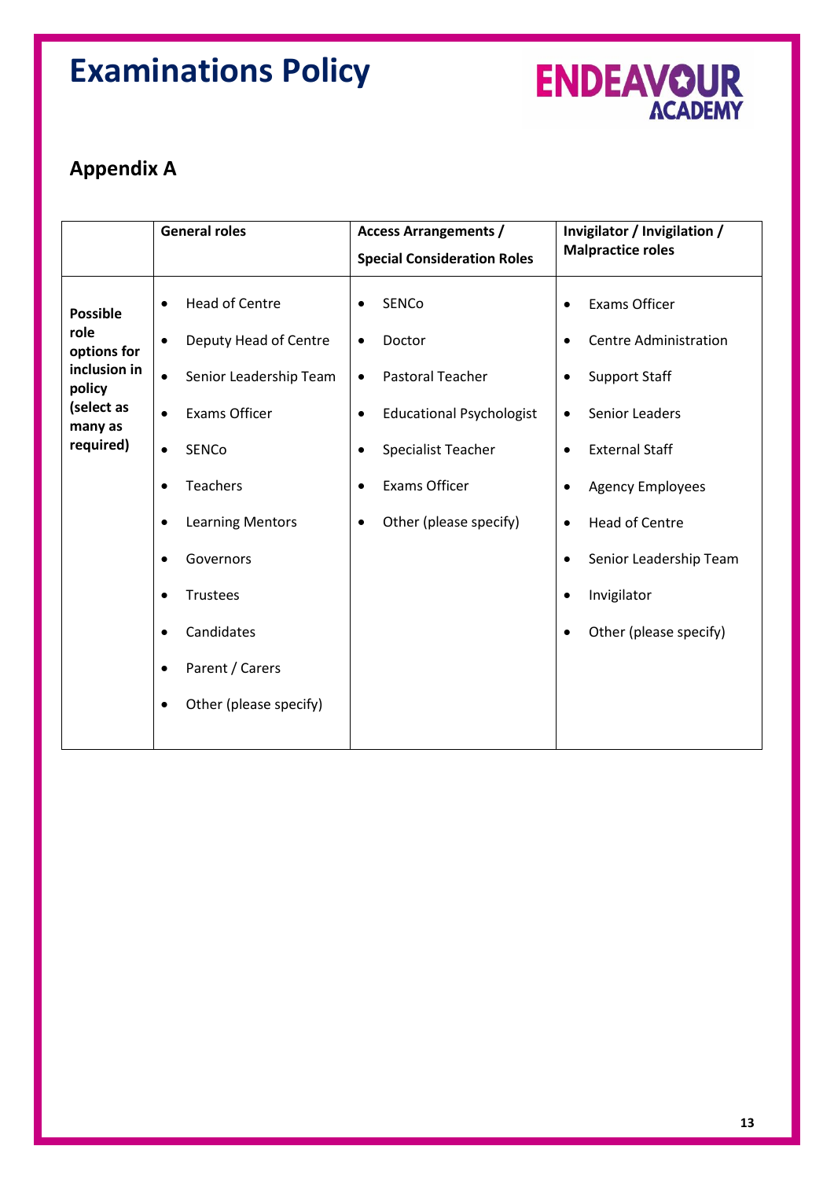# Examinations Policy

## Appendix A

| | General roles | Access Arrangements / Special Consideration Roles | Invigilator / Invigilation / Malpractice roles |
|---|---|---|---|
| **Possible role options for inclusion in policy (select as many as required)** | • Head of Centre<br>• Deputy Head of Centre<br>• Senior Leadership Team<br>• Exams Officer<br>• SENCo<br>• Teachers<br>• Learning Mentors<br>• Governors<br>• Trustees<br>• Candidates<br>• Parent / Carers<br>• Other (please specify) | • SENCo<br>• Doctor<br>• Pastoral Teacher<br>• Educational Psychologist<br>• Specialist Teacher<br>• Exams Officer<br>• Other (please specify) | • Exams Officer<br>• Centre Administration<br>• Support Staff<br>• Senior Leaders<br>• External Staff<br>• Agency Employees<br>• Head of Centre<br>• Senior Leadership Team<br>• Invigilator<br>• Other (please specify) |